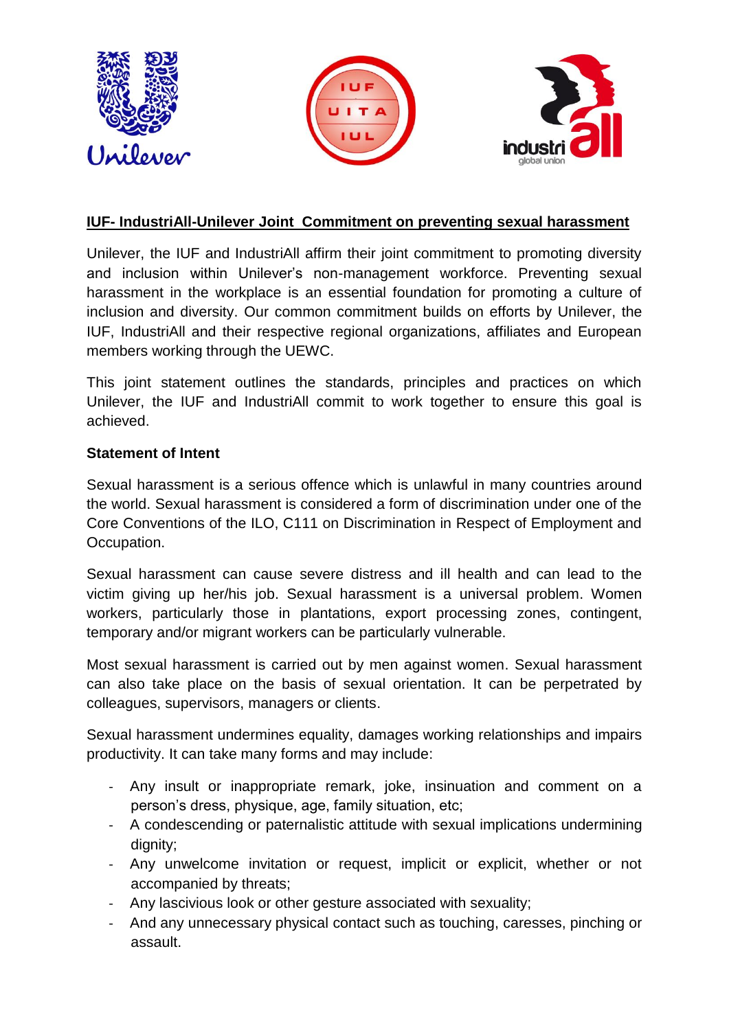**IUF- IndustriAll-Unilever Joint Commitment on preventing sexual harassment**

Unilever, the IUF and IndustriAll affirm their joint commitment to promoting diversity and inclusion within Unilever's non-management workforce. Preventing sexual harassment in the workplace is an essential foundation for promoting a culture of inclusion and diversity. Our common commitment builds on efforts by Unilever, the IUF, IndustriAll and their respective regional organizations, affiliates and European members working through the UEWC.

This joint statement outlines the standards, principles and practices on which Unilever, the IUF and IndustriAll commit to work together to ensure this goal is achieved.

**Statement of Intent**

Sexual harassment is a serious offence which is unlawful in many countries around the world. Sexual harassment is considered a form of discrimination under one of the Core Conventions of the ILO, C111 on Discrimination in Respect of Employment and Occupation.

Sexual harassment can cause severe distress and ill health and can lead to the victim giving up her/his job. Sexual harassment is a universal problem. Women workers, particularly those in plantations, export processing zones, contingent, temporary and/or migrant workers can be particularly vulnerable.

Most sexual harassment is carried out by men against women. Sexual harassment can also take place on the basis of sexual orientation. It can be perpetrated by colleagues, supervisors, managers or clients.

Sexual harassment undermines equality, damages working relationships and impairs productivity. It can take many forms and may include:

- Any insult or inappropriate remark, joke, insinuation and comment on a person's dress, physique, age, family situation, etc;
- A condescending or paternalistic attitude with sexual implications undermining dignity;
- Any unwelcome invitation or request, implicit or explicit, whether or not accompanied by threats;
- Any lascivious look or other gesture associated with sexuality;
- And any unnecessary physical contact such as touching, caresses, pinching or assault.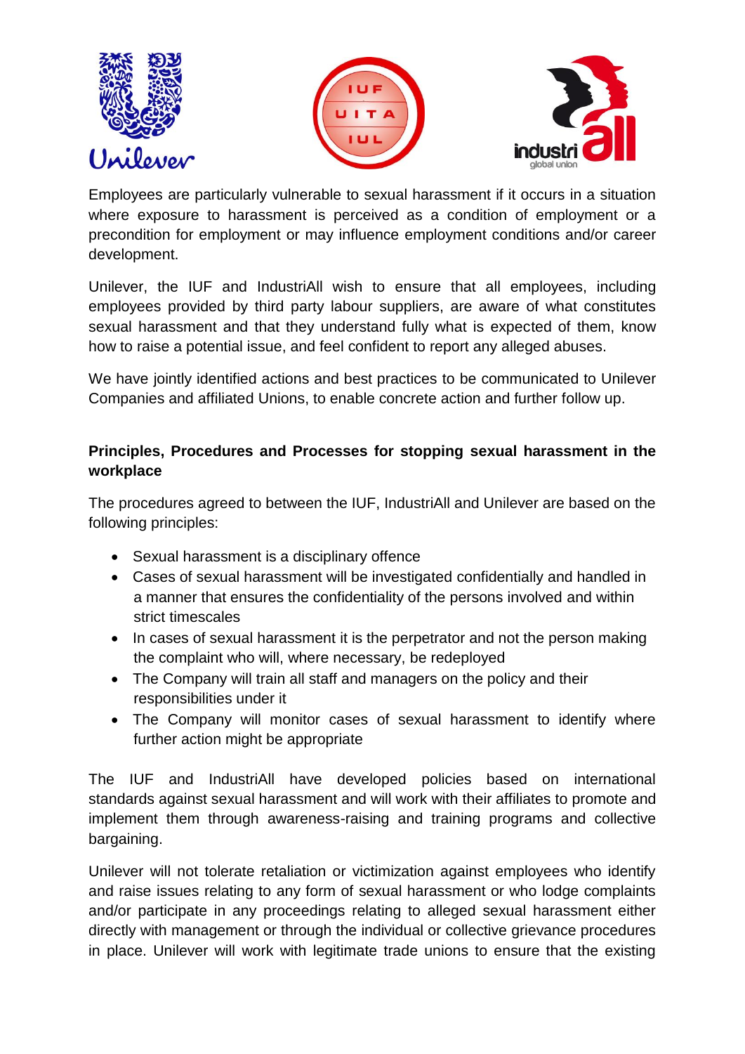Employees are particularly vulnerable to sexual harassment if it occurs in a situation where exposure to harassment is perceived as a condition of employment or a precondition for employment or may influence employment conditions and/or career development.

Unilever, the IUF and IndustriAll wish to ensure that all employees, including employees provided by third party labour suppliers, are aware of what constitutes sexual harassment and that they understand fully what is expected of them, know how to raise a potential issue, and feel confident to report any alleged abuses.

We have jointly identified actions and best practices to be communicated to Unilever Companies and affiliated Unions, to enable concrete action and further follow up.

**Principles, Procedures and Processes for stopping sexual harassment in the workplace**

The procedures agreed to between the IUF, IndustriAll and Unilever are based on the following principles:

- Sexual harassment is a disciplinary offence
- Cases of sexual harassment will be investigated confidentially and handled in a manner that ensures the confidentiality of the persons involved and within strict timescales
- In cases of sexual harassment it is the perpetrator and not the person making the complaint who will, where necessary, be redeployed
- The Company will train all staff and managers on the policy and their responsibilities under it
- The Company will monitor cases of sexual harassment to identify where further action might be appropriate

The IUF and IndustriAll have developed policies based on international standards against sexual harassment and will work with their affiliates to promote and implement them through awareness-raising and training programs and collective bargaining.

Unilever will not tolerate retaliation or victimization against employees who identify and raise issues relating to any form of sexual harassment or who lodge complaints and/or participate in any proceedings relating to alleged sexual harassment either directly with management or through the individual or collective grievance procedures in place. Unilever will work with legitimate trade unions to ensure that the existing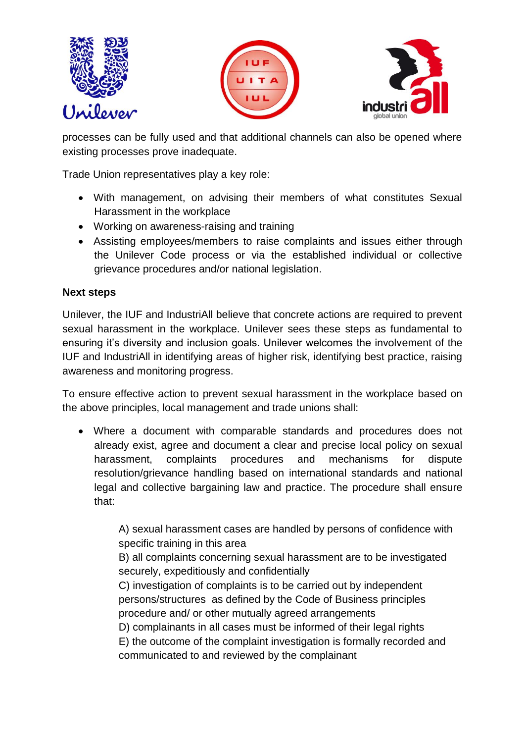processes can be fully used and that additional channels can also be opened where existing processes prove inadequate.

Trade Union representatives play a key role:

- With management, on advising their members of what constitutes Sexual Harassment in the workplace
- Working on awareness-raising and training
- Assisting employees/members to raise complaints and issues either through the Unilever Code process or via the established individual or collective grievance procedures and/or national legislation.

**Next steps**

Unilever, the IUF and IndustriAll believe that concrete actions are required to prevent sexual harassment in the workplace. Unilever sees these steps as fundamental to ensuring it's diversity and inclusion goals. Unilever welcomes the involvement of the IUF and IndustriAll in identifying areas of higher risk, identifying best practice, raising awareness and monitoring progress.

To ensure effective action to prevent sexual harassment in the workplace based on the above principles, local management and trade unions shall:

- Where a document with comparable standards and procedures does not already exist, agree and document a clear and precise local policy on sexual harassment, complaints procedures and mechanisms for dispute resolution/grievance handling based on international standards and national legal and collective bargaining law and practice. The procedure shall ensure that:

  A) sexual harassment cases are handled by persons of confidence with specific training in this area
  B) all complaints concerning sexual harassment are to be investigated securely, expeditiously and confidentially
  C) investigation of complaints is to be carried out by independent persons/structures as defined by the Code of Business principles procedure and/ or other mutually agreed arrangements
  D) complainants in all cases must be informed of their legal rights
  E) the outcome of the complaint investigation is formally recorded and communicated to and reviewed by the complainant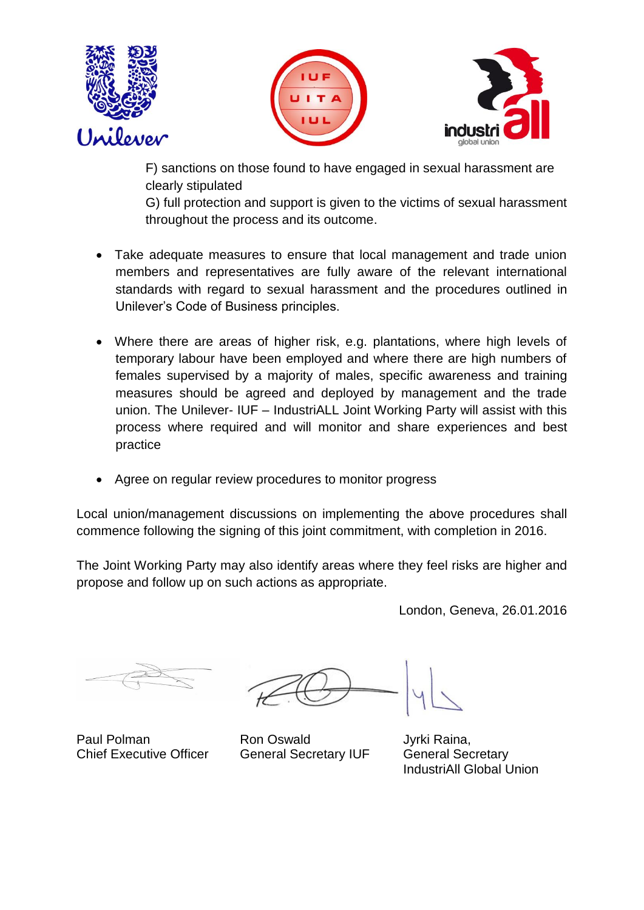F) sanctions on those found to have engaged in sexual harassment are clearly stipulated

G) full protection and support is given to the victims of sexual harassment throughout the process and its outcome.

- Take adequate measures to ensure that local management and trade union members and representatives are fully aware of the relevant international standards with regard to sexual harassment and the procedures outlined in Unilever's Code of Business principles.

- Where there are areas of higher risk, e.g. plantations, where high levels of temporary labour have been employed and where there are high numbers of females supervised by a majority of males, specific awareness and training measures should be agreed and deployed by management and the trade union. The Unilever- IUF – IndustriALL Joint Working Party will assist with this process where required and will monitor and share experiences and best practice

- Agree on regular review procedures to monitor progress

Local union/management discussions on implementing the above procedures shall commence following the signing of this joint commitment, with completion in 2016.

The Joint Working Party may also identify areas where they feel risks are higher and propose and follow up on such actions as appropriate.

London, Geneva, 26.01.2016

| | | |
|---|---|---|
| Paul Polman<br>Chief Executive Officer | Ron Oswald<br>General Secretary IUF | Jyrki Raina,<br>General Secretary<br>IndustriAll Global Union |